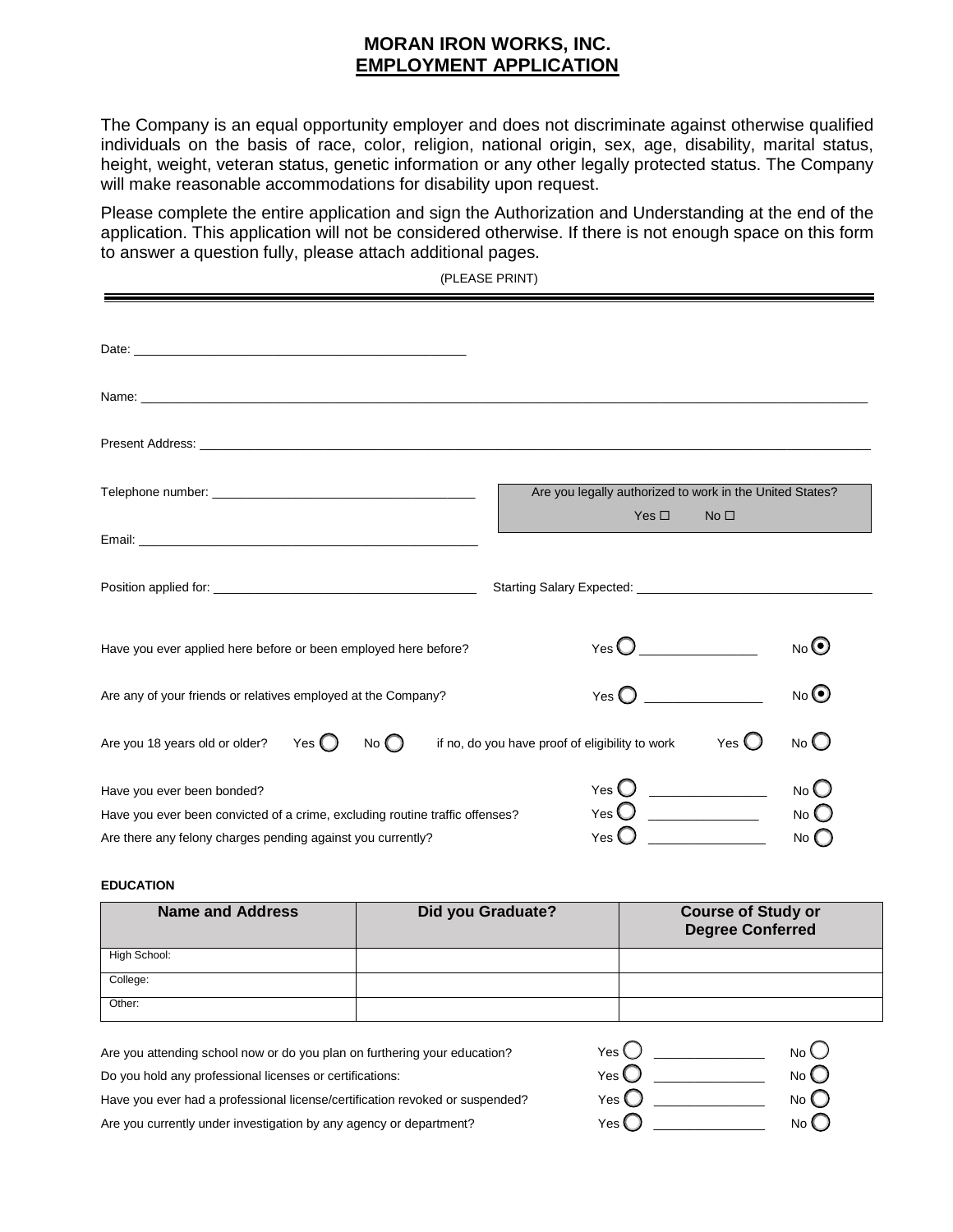# MORAN IRON WORKS, INC.
## EMPLOYMENT APPLICATION

The Company is an equal opportunity employer and does not discriminate against otherwise qualified individuals on the basis of race, color, religion, national origin, sex, age, disability, marital status, height, weight, veteran status, genetic information or any other legally protected status. The Company will make reasonable accommodations for disability upon request.

Please complete the entire application and sign the Authorization and Understanding at the end of the application. This application will not be considered otherwise. If there is not enough space on this form to answer a question fully, please attach additional pages.

(PLEASE PRINT)

---

Date: ______________________________

Name: ______________________________

Present Address: ______________________________

Telephone number: ______________________________

Are you legally authorized to work in the United States? Yes ☐ No ☐

Email: ______________________________

Position applied for: ______________________________ Starting Salary Expected: ______________________________

Have you ever applied here before or been employed here before? Yes ○ ______________ No ◉

Are any of your friends or relatives employed at the Company? Yes ○ ______________ No ◉

Are you 18 years old or older? Yes ○ No ○ if no, do you have proof of eligibility to work Yes ○ No ○

Have you ever been bonded? Yes ○ ______________ No ○

Have you ever been convicted of a crime, excluding routine traffic offenses? Yes ○ ______________ No ○

Are there any felony charges pending against you currently? Yes ○ ______________ No ○

**EDUCATION**

| Name and Address | Did you Graduate? | Course of Study or Degree Conferred |
|---|---|---|
| High School: | | |
| College: | | |
| Other: | | |

Are you attending school now or do you plan on furthering your education? Yes ○ ______________ No ○

Do you hold any professional licenses or certifications: Yes ○ ______________ No ○

Have you ever had a professional license/certification revoked or suspended? Yes ○ ______________ No ○

Are you currently under investigation by any agency or department? Yes ○ ______________ No ○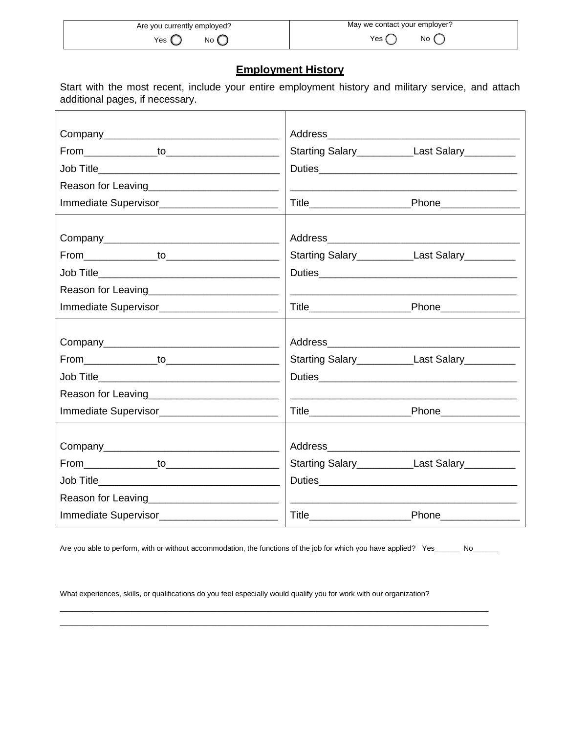| Are you currently employed? | May we contact your employer? |
|---|---|
| Yes ◯ No ◯ | Yes ◯ No ◯ |

## Employment History

Start with the most recent, include your entire employment history and military service, and attach additional pages, if necessary.

| | |
|---|---|
| Company_______________________________<br>From_____________to____________________<br>Job Title________________________________<br>Reason for Leaving______________________<br>Immediate Supervisor____________________ | Address_________________________________<br>Starting Salary__________Last Salary_________<br>Duties__________________________________<br>______________________________________<br>Title_________________Phone______________ |
| Company_______________________________<br>From_____________to____________________<br>Job Title________________________________<br>Reason for Leaving______________________<br>Immediate Supervisor____________________ | Address_________________________________<br>Starting Salary__________Last Salary_________<br>Duties__________________________________<br>______________________________________<br>Title_________________Phone______________ |
| Company_______________________________<br>From_____________to____________________<br>Job Title________________________________<br>Reason for Leaving______________________<br>Immediate Supervisor____________________ | Address_________________________________<br>Starting Salary__________Last Salary_________<br>Duties__________________________________<br>______________________________________<br>Title_________________Phone______________ |
| Company_______________________________<br>From_____________to____________________<br>Job Title________________________________<br>Reason for Leaving______________________<br>Immediate Supervisor____________________ | Address_________________________________<br>Starting Salary__________Last Salary_________<br>Duties__________________________________<br>______________________________________<br>Title_________________Phone______________ |

Are you able to perform, with or without accommodation, the functions of the job for which you have applied? Yes______ No______

What experiences, skills, or qualifications do you feel especially would qualify you for work with our organization?

_____________________________________________________________________________________________

_____________________________________________________________________________________________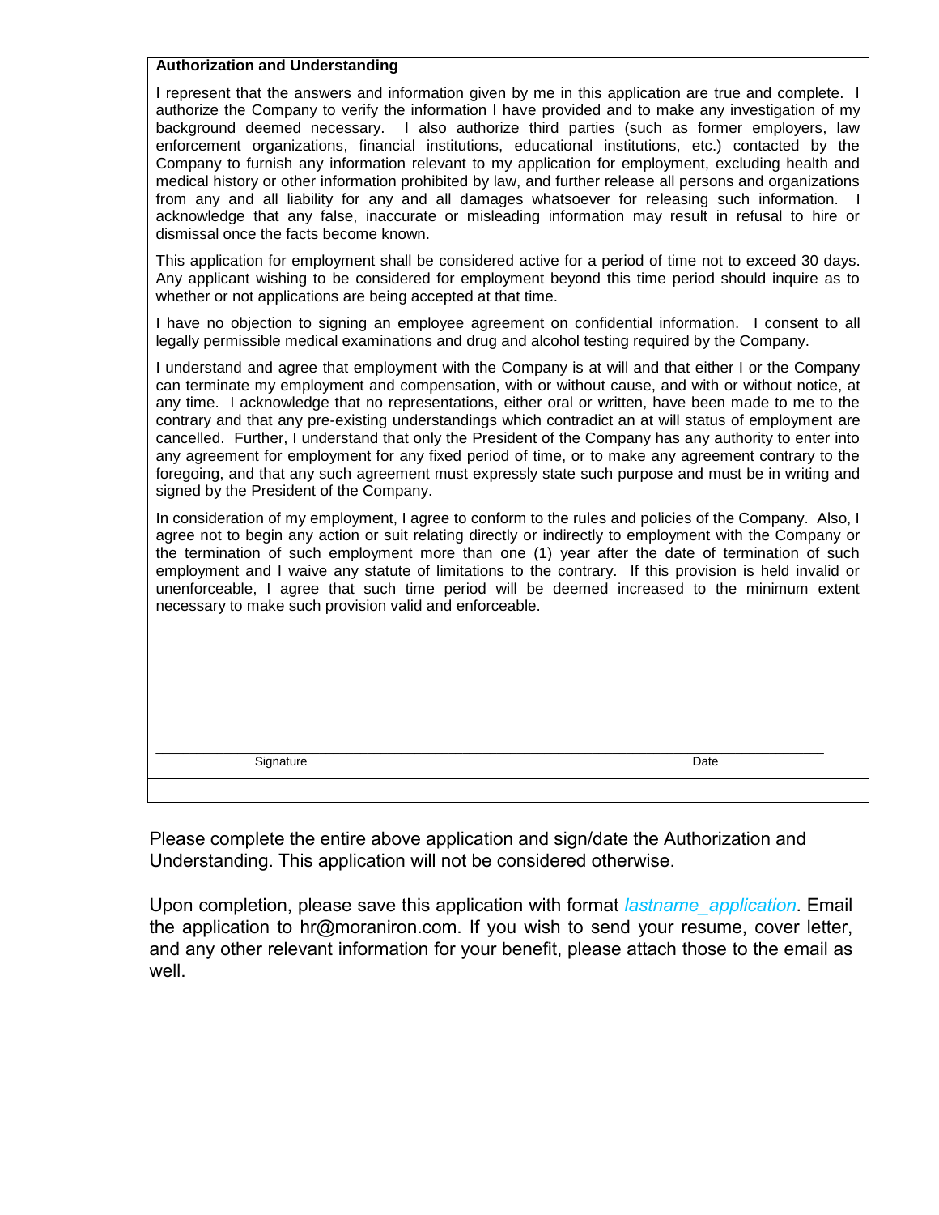**Authorization and Understanding**

I represent that the answers and information given by me in this application are true and complete. I authorize the Company to verify the information I have provided and to make any investigation of my background deemed necessary. I also authorize third parties (such as former employers, law enforcement organizations, financial institutions, educational institutions, etc.) contacted by the Company to furnish any information relevant to my application for employment, excluding health and medical history or other information prohibited by law, and further release all persons and organizations from any and all liability for any and all damages whatsoever for releasing such information. I acknowledge that any false, inaccurate or misleading information may result in refusal to hire or dismissal once the facts become known.

This application for employment shall be considered active for a period of time not to exceed 30 days. Any applicant wishing to be considered for employment beyond this time period should inquire as to whether or not applications are being accepted at that time.

I have no objection to signing an employee agreement on confidential information. I consent to all legally permissible medical examinations and drug and alcohol testing required by the Company.

I understand and agree that employment with the Company is at will and that either I or the Company can terminate my employment and compensation, with or without cause, and with or without notice, at any time. I acknowledge that no representations, either oral or written, have been made to me to the contrary and that any pre-existing understandings which contradict an at will status of employment are cancelled. Further, I understand that only the President of the Company has any authority to enter into any agreement for employment for any fixed period of time, or to make any agreement contrary to the foregoing, and that any such agreement must expressly state such purpose and must be in writing and signed by the President of the Company.

In consideration of my employment, I agree to conform to the rules and policies of the Company. Also, I agree not to begin any action or suit relating directly or indirectly to employment with the Company or the termination of such employment more than one (1) year after the date of termination of such employment and I waive any statute of limitations to the contrary. If this provision is held invalid or unenforceable, I agree that such time period will be deemed increased to the minimum extent necessary to make such provision valid and enforceable.

_______________________________________________________________________________

Signature                                                                                                   Date

Please complete the entire above application and sign/date the Authorization and Understanding. This application will not be considered otherwise.

Upon completion, please save this application with format *lastname_application*. Email the application to hr@moraniron.com. If you wish to send your resume, cover letter, and any other relevant information for your benefit, please attach those to the email as well.